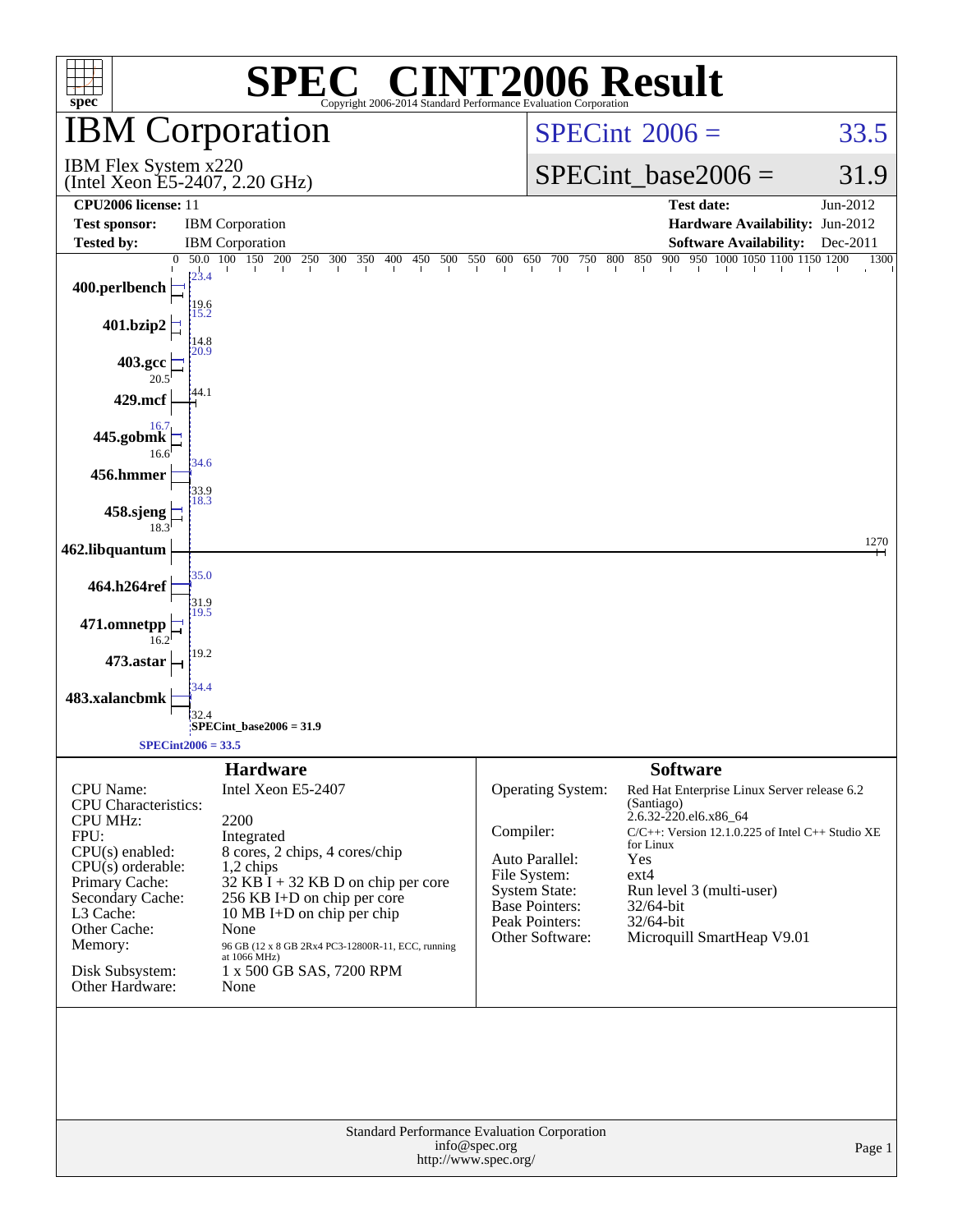# SPEC® CINT2006 Result

Copyright 2006-2014 Standard Performance Evaluation Corporation

## IBM Corporation

IBM Flex System x220
(Intel Xeon E5-2407, 2.20 GHz)

SPECint 2006 = 33.5

SPECint_base2006 = 31.9

| | | | |
|---|---|---|---|
| **CPU2006 license:** | 11 | **Test date:** | Jun-2012 |
| **Test sponsor:** | IBM Corporation | **Hardware Availability:** | Jun-2012 |
| **Tested by:** | IBM Corporation | **Software Availability:** | Dec-2011 |

| Benchmark | Peak | Base |
|---|---|---|
| 400.perlbench | 23.4 | 19.6 |
| 401.bzip2 | 15.2 | 14.8 |
| 403.gcc | 20.9 | 20.5 |
| 429.mcf | 44.1 | |
| 445.gobmk | 16.7 | 16.6 |
| 456.hmmer | 34.6 | 33.9 |
| 458.sjeng | 18.3 | 18.3 |
| 462.libquantum | 1270 | |
| 464.h264ref | 35.0 | 31.9 |
| 471.omnetpp | 19.5 | 16.2 |
| 473.astar | 19.2 | |
| 483.xalancbmk | 34.4 | 32.4 |

SPECint_base2006 = 31.9

SPECint2006 = 33.5

## Hardware

| | |
|---|---|
| CPU Name: | Intel Xeon E5-2407 |
| CPU Characteristics: | |
| CPU MHz: | 2200 |
| FPU: | Integrated |
| CPU(s) enabled: | 8 cores, 2 chips, 4 cores/chip |
| CPU(s) orderable: | 1,2 chips |
| Primary Cache: | 32 KB I + 32 KB D on chip per core |
| Secondary Cache: | 256 KB I+D on chip per core |
| L3 Cache: | 10 MB I+D on chip per chip |
| Other Cache: | None |
| Memory: | 96 GB (12 x 8 GB 2Rx4 PC3-12800R-11, ECC, running at 1066 MHz) |
| Disk Subsystem: | 1 x 500 GB SAS, 7200 RPM |
| Other Hardware: | None |

## Software

| | |
|---|---|
| Operating System: | Red Hat Enterprise Linux Server release 6.2 (Santiago) 2.6.32-220.el6.x86_64 |
| Compiler: | C/C++: Version 12.1.0.225 of Intel C++ Studio XE for Linux |
| Auto Parallel: | Yes |
| File System: | ext4 |
| System State: | Run level 3 (multi-user) |
| Base Pointers: | 32/64-bit |
| Peak Pointers: | 32/64-bit |
| Other Software: | Microquill SmartHeap V9.01 |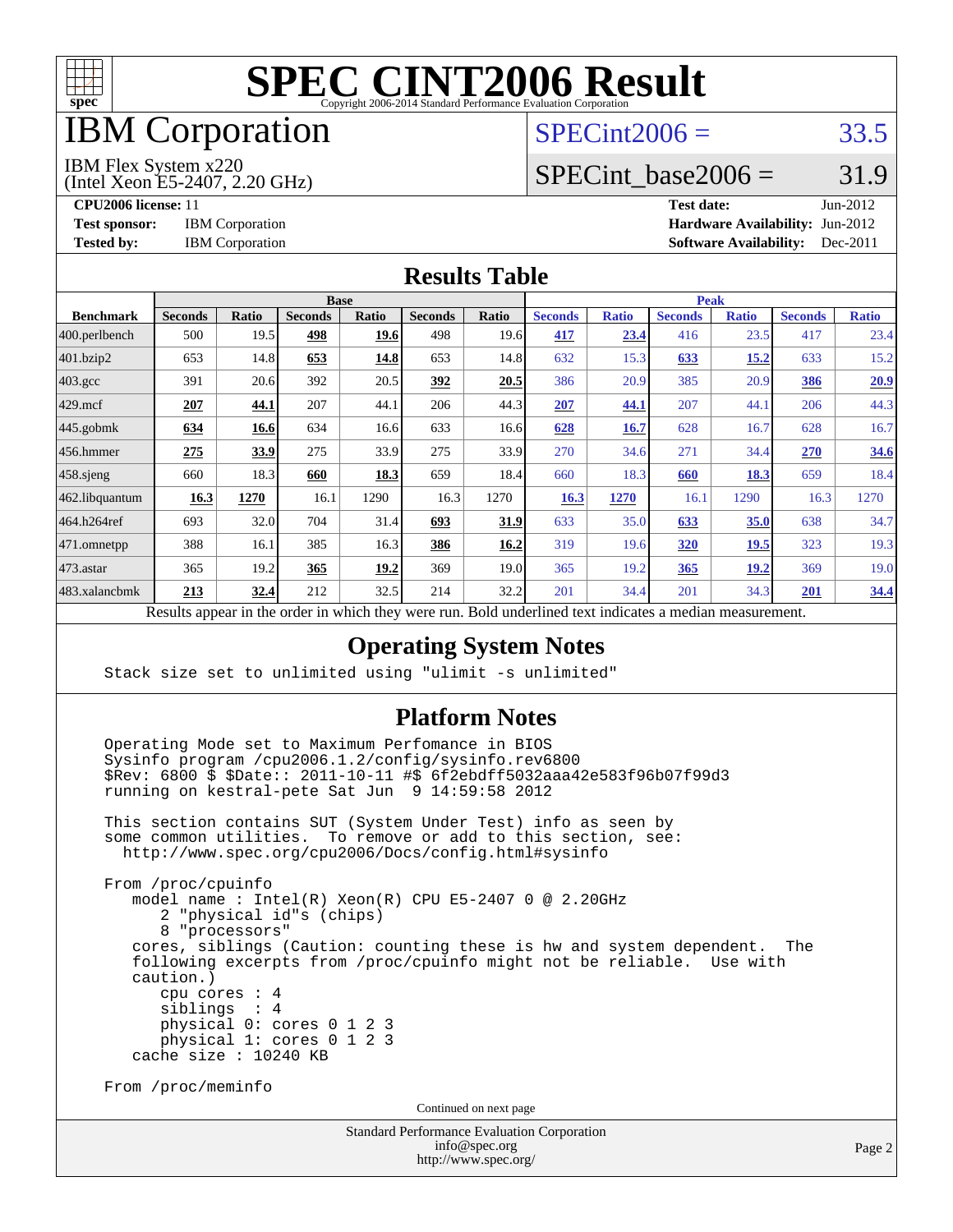# SPEC CINT2006 Result

Copyright 2006-2014 Standard Performance Evaluation Corporation

## IBM Corporation

IBM Flex System x220
(Intel Xeon E5-2407, 2.20 GHz)

SPECint2006 = 33.5

SPECint_base2006 = 31.9

**CPU2006 license:** 11
**Test sponsor:** IBM Corporation
**Tested by:** IBM Corporation

**Test date:** Jun-2012
**Hardware Availability:** Jun-2012
**Software Availability:** Dec-2011

## Results Table

| Benchmark | Base | | | | | | Peak | | | | | |
|---|---|---|---|---|---|---|---|---|---|---|---|---|
| | Seconds | Ratio | Seconds | Ratio | Seconds | Ratio | Seconds | Ratio | Seconds | Ratio | Seconds | Ratio |
| 400.perlbench | 500 | 19.5 | **498** | **19.6** | 498 | 19.6 | **417** | **23.4** | 416 | 23.5 | 417 | 23.4 |
| 401.bzip2 | 653 | 14.8 | **653** | **14.8** | 653 | 14.8 | 632 | 15.3 | **633** | **15.2** | 633 | 15.2 |
| 403.gcc | 391 | 20.6 | 392 | 20.5 | **392** | **20.5** | 386 | 20.9 | 385 | 20.9 | **386** | **20.9** |
| 429.mcf | **207** | **44.1** | 207 | 44.1 | 206 | 44.3 | **207** | **44.1** | 207 | 44.1 | 206 | 44.3 |
| 445.gobmk | **634** | **16.6** | 634 | 16.6 | 633 | 16.6 | **628** | **16.7** | 628 | 16.7 | 628 | 16.7 |
| 456.hmmer | **275** | **33.9** | 275 | 33.9 | 275 | 33.9 | 270 | 34.6 | 271 | 34.4 | **270** | **34.6** |
| 458.sjeng | 660 | 18.3 | **660** | **18.3** | 659 | 18.4 | 660 | 18.3 | **660** | **18.3** | 659 | 18.4 |
| 462.libquantum | **16.3** | **1270** | 16.1 | 1290 | 16.3 | 1270 | **16.3** | **1270** | 16.1 | 1290 | 16.3 | 1270 |
| 464.h264ref | 693 | 32.0 | 704 | 31.4 | **693** | **31.9** | 633 | 35.0 | **633** | **35.0** | 638 | 34.7 |
| 471.omnetpp | 388 | 16.1 | 385 | 16.3 | **386** | **16.2** | 319 | 19.6 | **320** | **19.5** | 323 | 19.3 |
| 473.astar | 365 | 19.2 | **365** | **19.2** | 369 | 19.0 | 365 | 19.2 | **365** | **19.2** | 369 | 19.0 |
| 483.xalancbmk | **213** | **32.4** | 212 | 32.5 | 214 | 32.2 | 201 | 34.4 | 201 | 34.3 | **201** | **34.4** |

Results appear in the order in which they were run. Bold underlined text indicates a median measurement.

## Operating System Notes

```
Stack size set to unlimited using "ulimit -s unlimited"
```

## Platform Notes

```
Operating Mode set to Maximum Perfomance in BIOS
Sysinfo program /cpu2006.1.2/config/sysinfo.rev6800
$Rev: 6800 $ $Date:: 2011-10-11 #$ 6f2ebdff5032aaa42e583f96b07f99d3
running on kestral-pete Sat Jun  9 14:59:58 2012

This section contains SUT (System Under Test) info as seen by
some common utilities.  To remove or add to this section, see:
  http://www.spec.org/cpu2006/Docs/config.html#sysinfo

From /proc/cpuinfo
   model name : Intel(R) Xeon(R) CPU E5-2407 0 @ 2.20GHz
      2 "physical id"s (chips)
      8 "processors"
   cores, siblings (Caution: counting these is hw and system dependent.  The
   following excerpts from /proc/cpuinfo might not be reliable.  Use with
   caution.)
      cpu cores : 4
      siblings  : 4
      physical 0: cores 0 1 2 3
      physical 1: cores 0 1 2 3
   cache size : 10240 KB

From /proc/meminfo
```

Continued on next page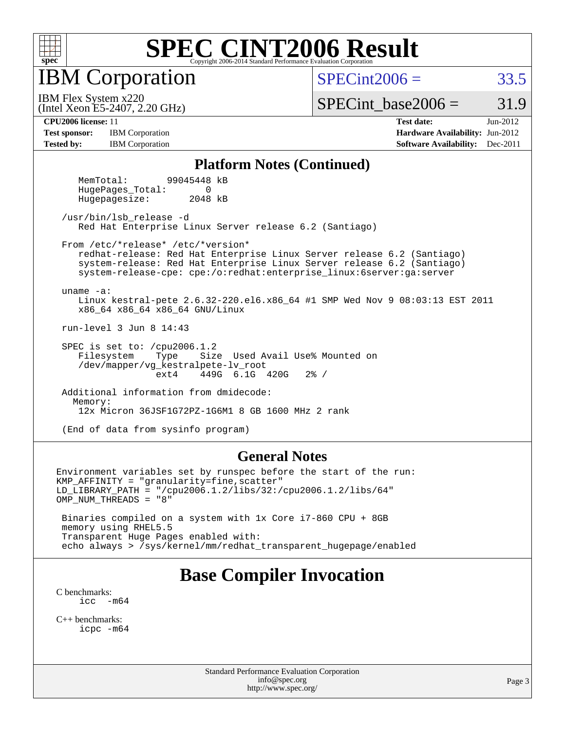# SPEC CINT2006 Result

## IBM Corporation

IBM Flex System x220
(Intel Xeon E5-2407, 2.20 GHz)

SPECint2006 = 33.5

SPECint_base2006 = 31.9

**CPU2006 license:** 11
**Test sponsor:** IBM Corporation
**Tested by:** IBM Corporation

**Test date:** Jun-2012
**Hardware Availability:** Jun-2012
**Software Availability:** Dec-2011

### Platform Notes (Continued)

```
      MemTotal:       99045448 kB
      HugePages_Total:       0
      Hugepagesize:       2048 kB

   /usr/bin/lsb_release -d
      Red Hat Enterprise Linux Server release 6.2 (Santiago)

   From /etc/*release* /etc/*version*
      redhat-release: Red Hat Enterprise Linux Server release 6.2 (Santiago)
      system-release: Red Hat Enterprise Linux Server release 6.2 (Santiago)
      system-release-cpe: cpe:/o:redhat:enterprise_linux:6server:ga:server

   uname -a:
      Linux kestral-pete 2.6.32-220.el6.x86_64 #1 SMP Wed Nov 9 08:03:13 EST 2011
      x86_64 x86_64 x86_64 GNU/Linux

   run-level 3 Jun 8 14:43

   SPEC is set to: /cpu2006.1.2
      Filesystem    Type    Size  Used Avail Use% Mounted on
      /dev/mapper/vg_kestralpete-lv_root
                    ext4    449G  6.1G  420G   2% /

   Additional information from dmidecode:
     Memory:
      12x Micron 36JSF1G72PZ-1G6M1 8 GB 1600 MHz 2 rank

   (End of data from sysinfo program)
```

### General Notes

```
Environment variables set by runspec before the start of the run:
KMP_AFFINITY = "granularity=fine,scatter"
LD_LIBRARY_PATH = "/cpu2006.1.2/libs/32:/cpu2006.1.2/libs/64"
OMP_NUM_THREADS = "8"

 Binaries compiled on a system with 1x Core i7-860 CPU + 8GB
 memory using RHEL5.5
 Transparent Huge Pages enabled with:
 echo always > /sys/kernel/mm/redhat_transparent_hugepage/enabled
```

## Base Compiler Invocation

C benchmarks:
    icc -m64

C++ benchmarks:
    icpc -m64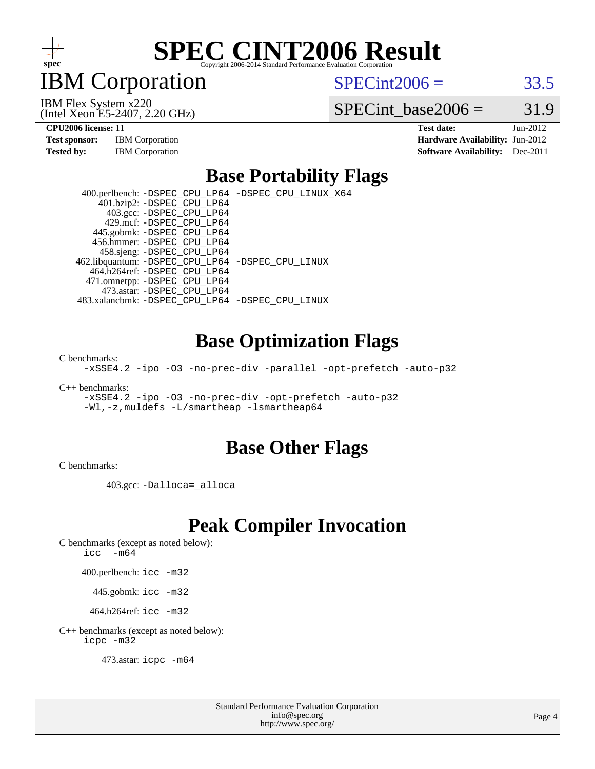# SPEC CINT2006 Result

Copyright 2006-2014 Standard Performance Evaluation Corporation

# IBM Corporation

IBM Flex System x220
(Intel Xeon E5-2407, 2.20 GHz)

SPECint2006 = 33.5

SPECint_base2006 = 31.9

**CPU2006 license:** 11
**Test sponsor:** IBM Corporation
**Tested by:** IBM Corporation

**Test date:** Jun-2012
**Hardware Availability:** Jun-2012
**Software Availability:** Dec-2011

## Base Portability Flags

400.perlbench: `-DSPEC_CPU_LP64 -DSPEC_CPU_LINUX_X64`
401.bzip2: `-DSPEC_CPU_LP64`
403.gcc: `-DSPEC_CPU_LP64`
429.mcf: `-DSPEC_CPU_LP64`
445.gobmk: `-DSPEC_CPU_LP64`
456.hmmer: `-DSPEC_CPU_LP64`
458.sjeng: `-DSPEC_CPU_LP64`
462.libquantum: `-DSPEC_CPU_LP64 -DSPEC_CPU_LINUX`
464.h264ref: `-DSPEC_CPU_LP64`
471.omnetpp: `-DSPEC_CPU_LP64`
473.astar: `-DSPEC_CPU_LP64`
483.xalancbmk: `-DSPEC_CPU_LP64 -DSPEC_CPU_LINUX`

## Base Optimization Flags

C benchmarks:
`-xSSE4.2 -ipo -O3 -no-prec-div -parallel -opt-prefetch -auto-p32`

C++ benchmarks:
`-xSSE4.2 -ipo -O3 -no-prec-div -opt-prefetch -auto-p32`
`-Wl,-z,muldefs -L/smartheap -lsmartheap64`

## Base Other Flags

C benchmarks:

403.gcc: `-Dalloca=_alloca`

## Peak Compiler Invocation

C benchmarks (except as noted below):
`icc -m64`

400.perlbench: `icc -m32`

445.gobmk: `icc -m32`

464.h264ref: `icc -m32`

C++ benchmarks (except as noted below):
`icpc -m32`

473.astar: `icpc -m64`

Standard Performance Evaluation Corporation
info@spec.org
http://www.spec.org/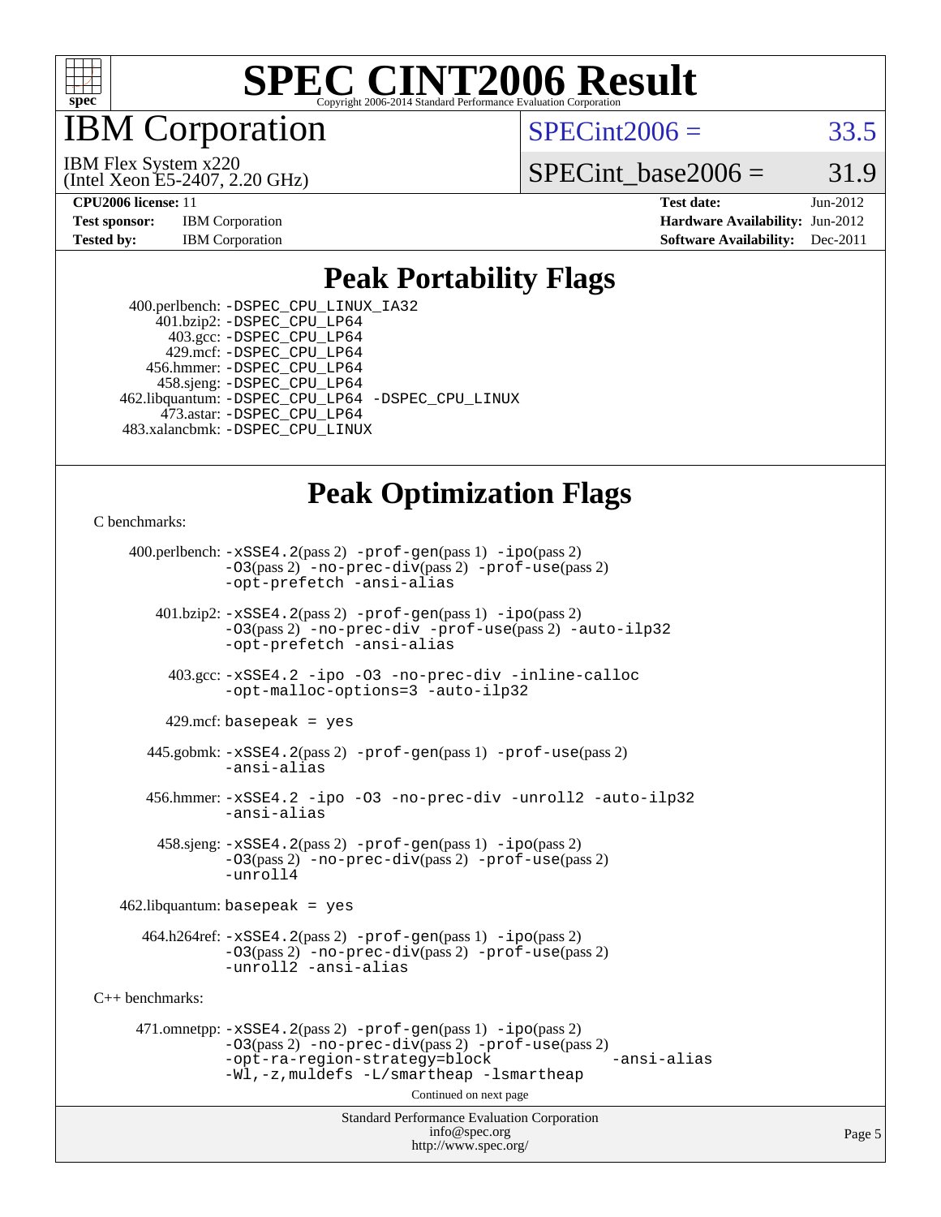# SPEC CINT2006 Result

Copyright 2006-2014 Standard Performance Evaluation Corporation

# IBM Corporation

IBM Flex System x220
(Intel Xeon E5-2407, 2.20 GHz)

SPECint2006 = 33.5

SPECint_base2006 = 31.9

**CPU2006 license:** 11
**Test sponsor:** IBM Corporation
**Tested by:** IBM Corporation

**Test date:** Jun-2012
**Hardware Availability:** Jun-2012
**Software Availability:** Dec-2011

## Peak Portability Flags

400.perlbench: -DSPEC_CPU_LINUX_IA32
401.bzip2: -DSPEC_CPU_LP64
403.gcc: -DSPEC_CPU_LP64
429.mcf: -DSPEC_CPU_LP64
456.hmmer: -DSPEC_CPU_LP64
458.sjeng: -DSPEC_CPU_LP64
462.libquantum: -DSPEC_CPU_LP64 -DSPEC_CPU_LINUX
473.astar: -DSPEC_CPU_LP64
483.xalancbmk: -DSPEC_CPU_LINUX

## Peak Optimization Flags

C benchmarks:

400.perlbench: -xSSE4.2(pass 2) -prof-gen(pass 1) -ipo(pass 2) -O3(pass 2) -no-prec-div(pass 2) -prof-use(pass 2) -opt-prefetch -ansi-alias

401.bzip2: -xSSE4.2(pass 2) -prof-gen(pass 1) -ipo(pass 2) -O3(pass 2) -no-prec-div -prof-use(pass 2) -auto-ilp32 -opt-prefetch -ansi-alias

403.gcc: -xSSE4.2 -ipo -O3 -no-prec-div -inline-calloc -opt-malloc-options=3 -auto-ilp32

429.mcf: basepeak = yes

445.gobmk: -xSSE4.2(pass 2) -prof-gen(pass 1) -prof-use(pass 2) -ansi-alias

456.hmmer: -xSSE4.2 -ipo -O3 -no-prec-div -unroll2 -auto-ilp32 -ansi-alias

458.sjeng: -xSSE4.2(pass 2) -prof-gen(pass 1) -ipo(pass 2) -O3(pass 2) -no-prec-div(pass 2) -prof-use(pass 2) -unroll4

462.libquantum: basepeak = yes

464.h264ref: -xSSE4.2(pass 2) -prof-gen(pass 1) -ipo(pass 2) -O3(pass 2) -no-prec-div(pass 2) -prof-use(pass 2) -unroll2 -ansi-alias

C++ benchmarks:

471.omnetpp: -xSSE4.2(pass 2) -prof-gen(pass 1) -ipo(pass 2) -O3(pass 2) -no-prec-div(pass 2) -prof-use(pass 2) -opt-ra-region-strategy=block -ansi-alias -Wl,-z,muldefs -L/smartheap -lsmartheap

Continued on next page

Standard Performance Evaluation Corporation
info@spec.org
http://www.spec.org/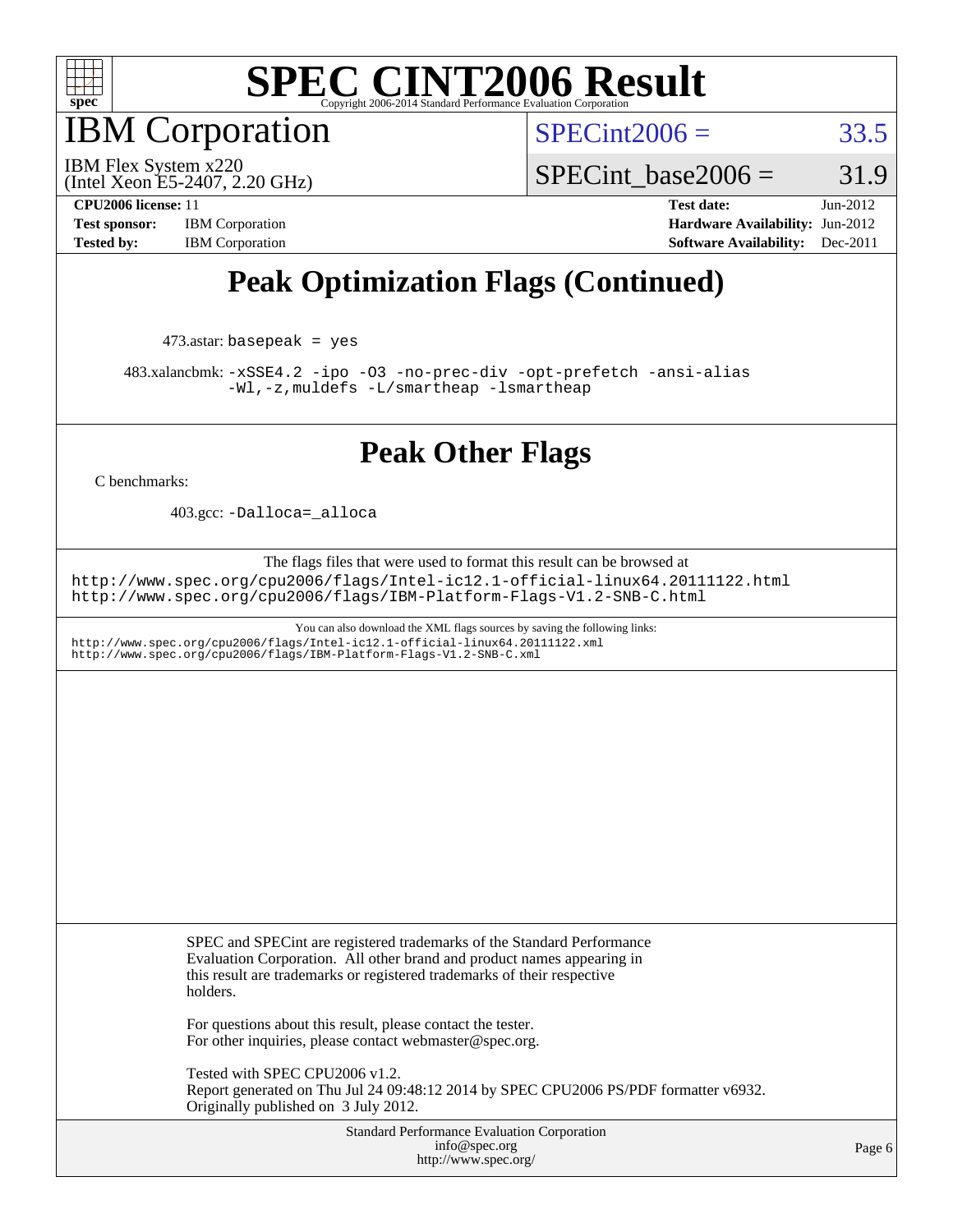# SPEC CINT2006 Result

Copyright 2006-2014 Standard Performance Evaluation Corporation

## IBM Corporation

IBM Flex System x220
(Intel Xeon E5-2407, 2.20 GHz)

SPECint2006 = 33.5

SPECint_base2006 = 31.9

**CPU2006 license:** 11
**Test sponsor:** IBM Corporation
**Tested by:** IBM Corporation

**Test date:** Jun-2012
**Hardware Availability:** Jun-2012
**Software Availability:** Dec-2011

## Peak Optimization Flags (Continued)

473.astar: basepeak = yes

483.xalancbmk: -xSSE4.2 -ipo -O3 -no-prec-div -opt-prefetch -ansi-alias -Wl,-z,muldefs -L/smartheap -lsmartheap

## Peak Other Flags

C benchmarks:

403.gcc: -Dalloca=_alloca

The flags files that were used to format this result can be browsed at
http://www.spec.org/cpu2006/flags/Intel-ic12.1-official-linux64.20111122.html
http://www.spec.org/cpu2006/flags/IBM-Platform-Flags-V1.2-SNB-C.html

You can also download the XML flags sources by saving the following links:
http://www.spec.org/cpu2006/flags/Intel-ic12.1-official-linux64.20111122.xml
http://www.spec.org/cpu2006/flags/IBM-Platform-Flags-V1.2-SNB-C.xml

SPEC and SPECint are registered trademarks of the Standard Performance Evaluation Corporation. All other brand and product names appearing in this result are trademarks or registered trademarks of their respective holders.

For questions about this result, please contact the tester.
For other inquiries, please contact webmaster@spec.org.

Tested with SPEC CPU2006 v1.2.
Report generated on Thu Jul 24 09:48:12 2014 by SPEC CPU2006 PS/PDF formatter v6932.
Originally published on 3 July 2012.

Standard Performance Evaluation Corporation
info@spec.org
http://www.spec.org/